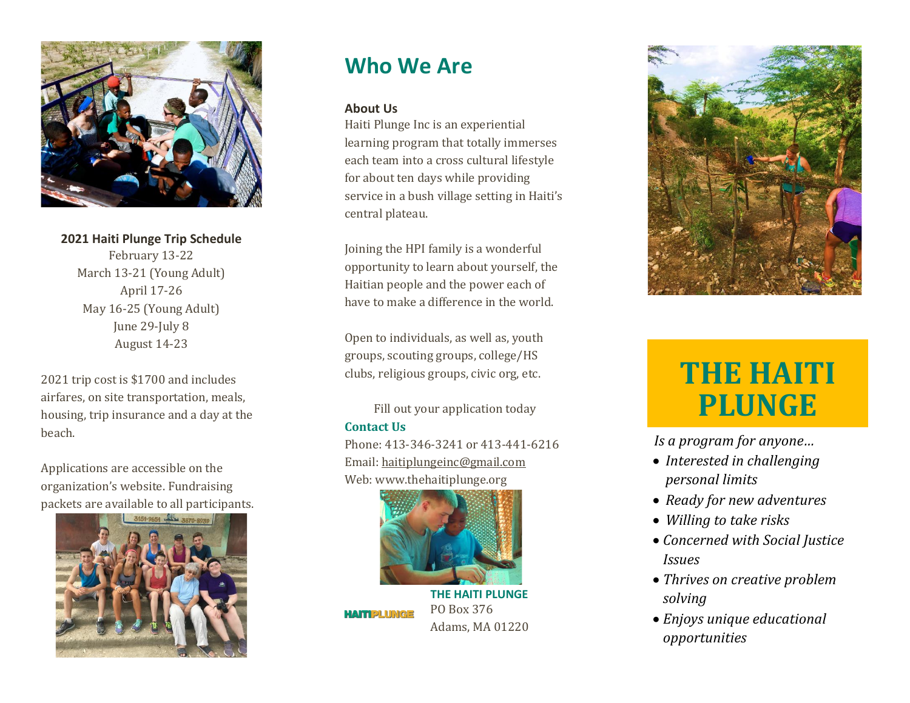**2021 Haiti Plunge Trip Schedule**

February 13-22
March 13-21 (Young Adult)
April 17-26
May 16-25 (Young Adult)
June 29-July 8
August 14-23

2021 trip cost is $1700 and includes airfares, on site transportation, meals, housing, trip insurance and a day at the beach.

Applications are accessible on the organization's website. Fundraising packets are available to all participants.

## Who We Are

**About Us**

Haiti Plunge Inc is an experiential learning program that totally immerses each team into a cross cultural lifestyle for about ten days while providing service in a bush village setting in Haiti's central plateau.

Joining the HPI family is a wonderful opportunity to learn about yourself, the Haitian people and the power each of have to make a difference in the world.

Open to individuals, as well as, youth groups, scouting groups, college/HS clubs, religious groups, civic org, etc.

Fill out your application today

**Contact Us**

Phone: 413-346-3241 or 413-441-6216
Email: haitiplungeinc@gmail.com
Web: www.thehaitiplunge.org

HAITIPLUNGE

**THE HAITI PLUNGE**
PO Box 376
Adams, MA 01220

# THE HAITI PLUNGE

*Is a program for anyone…*

- *Interested in challenging personal limits*
- *Ready for new adventures*
- *Willing to take risks*
- *Concerned with Social Justice Issues*
- *Thrives on creative problem solving*
- *Enjoys unique educational opportunities*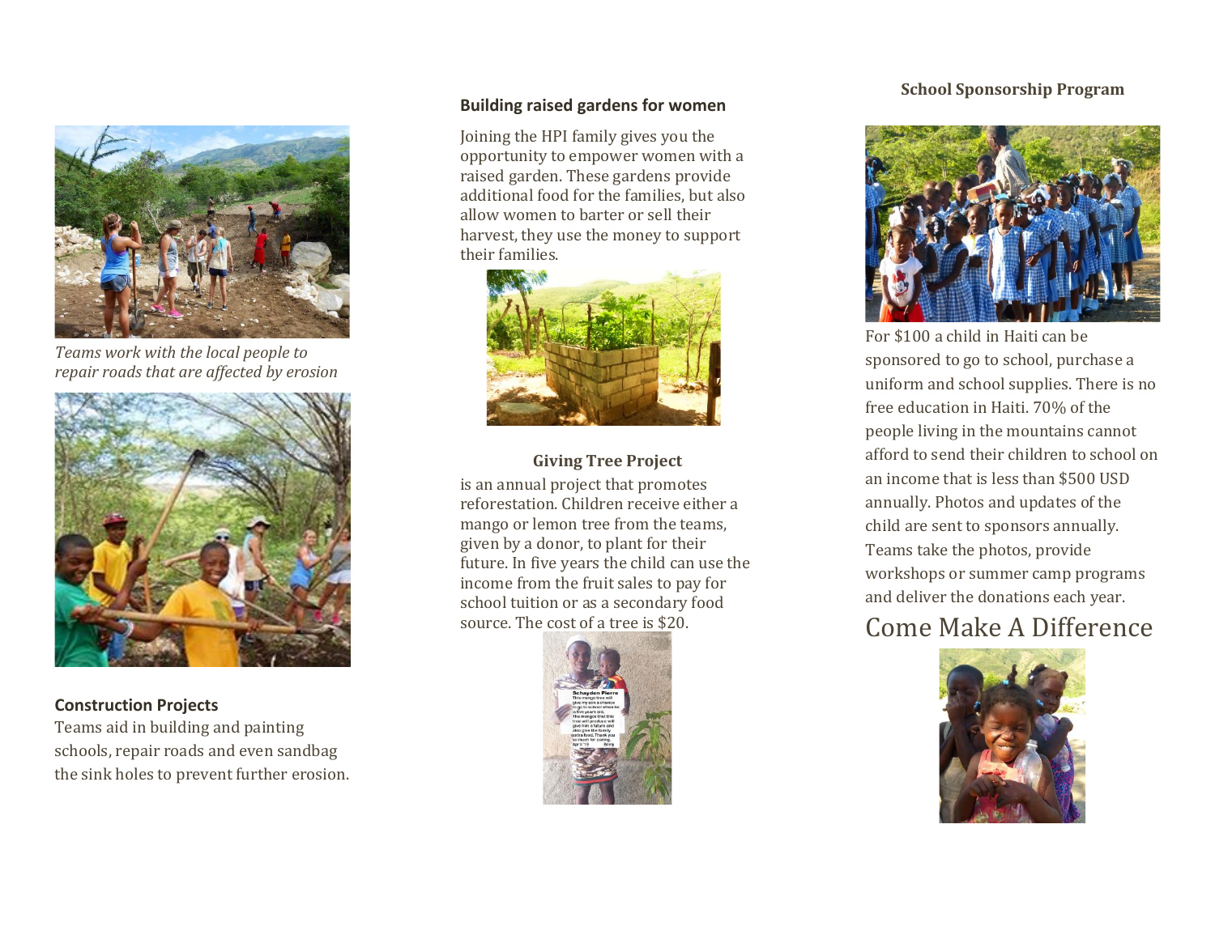*Teams work with the local people to repair roads that are affected by erosion*

## Construction Projects

Teams aid in building and painting schools, repair roads and even sandbag the sink holes to prevent further erosion.

## Building raised gardens for women

Joining the HPI family gives you the opportunity to empower women with a raised garden. These gardens provide additional food for the families, but also allow women to barter or sell their harvest, they use the money to support their families.

## Giving Tree Project

is an annual project that promotes reforestation. Children receive either a mango or lemon tree from the teams, given by a donor, to plant for their future. In five years the child can use the income from the fruit sales to pay for school tuition or as a secondary food source. The cost of a tree is $20.

## School Sponsorship Program

For $100 a child in Haiti can be sponsored to go to school, purchase a uniform and school supplies. There is no free education in Haiti. 70% of the people living in the mountains cannot afford to send their children to school on an income that is less than $500 USD annually. Photos and updates of the child are sent to sponsors annually. Teams take the photos, provide workshops or summer camp programs and deliver the donations each year.

# Come Make A Difference